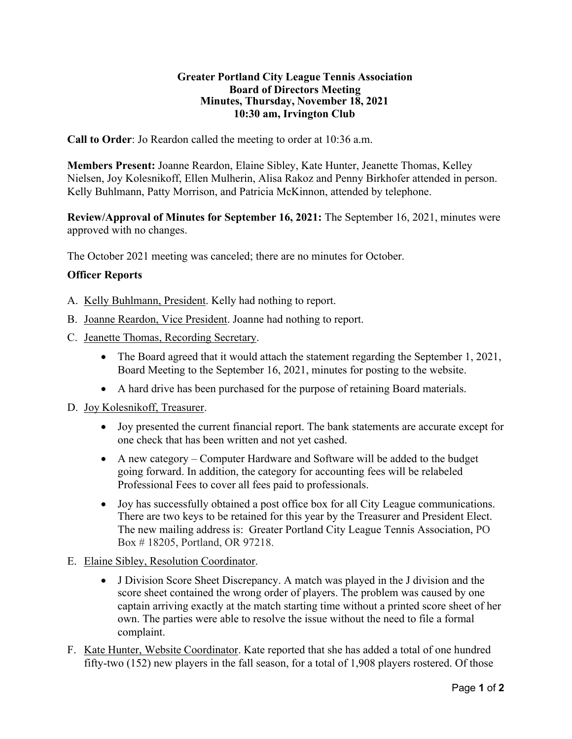**Greater Portland City League Tennis Association**
**Board of Directors Meeting**
**Minutes, Thursday, November 18, 2021**
**10:30 am, Irvington Club**

**Call to Order**: Jo Reardon called the meeting to order at 10:36 a.m.

**Members Present:** Joanne Reardon, Elaine Sibley, Kate Hunter, Jeanette Thomas, Kelley Nielsen, Joy Kolesnikoff, Ellen Mulherin, Alisa Rakoz and Penny Birkhofer attended in person. Kelly Buhlmann, Patty Morrison, and Patricia McKinnon, attended by telephone.

**Review/Approval of Minutes for September 16, 2021:** The September 16, 2021, minutes were approved with no changes.

The October 2021 meeting was canceled; there are no minutes for October.

**Officer Reports**

A. Kelly Buhlmann, President. Kelly had nothing to report.

B. Joanne Reardon, Vice President. Joanne had nothing to report.

C. Jeanette Thomas, Recording Secretary.
   - The Board agreed that it would attach the statement regarding the September 1, 2021, Board Meeting to the September 16, 2021, minutes for posting to the website.
   - A hard drive has been purchased for the purpose of retaining Board materials.

D. Joy Kolesnikoff, Treasurer.
   - Joy presented the current financial report. The bank statements are accurate except for one check that has been written and not yet cashed.
   - A new category – Computer Hardware and Software will be added to the budget going forward. In addition, the category for accounting fees will be relabeled Professional Fees to cover all fees paid to professionals.
   - Joy has successfully obtained a post office box for all City League communications. There are two keys to be retained for this year by the Treasurer and President Elect. The new mailing address is: Greater Portland City League Tennis Association, PO Box # 18205, Portland, OR 97218.

E. Elaine Sibley, Resolution Coordinator.
   - J Division Score Sheet Discrepancy. A match was played in the J division and the score sheet contained the wrong order of players. The problem was caused by one captain arriving exactly at the match starting time without a printed score sheet of her own. The parties were able to resolve the issue without the need to file a formal complaint.

F. Kate Hunter, Website Coordinator. Kate reported that she has added a total of one hundred fifty-two (152) new players in the fall season, for a total of 1,908 players rostered. Of those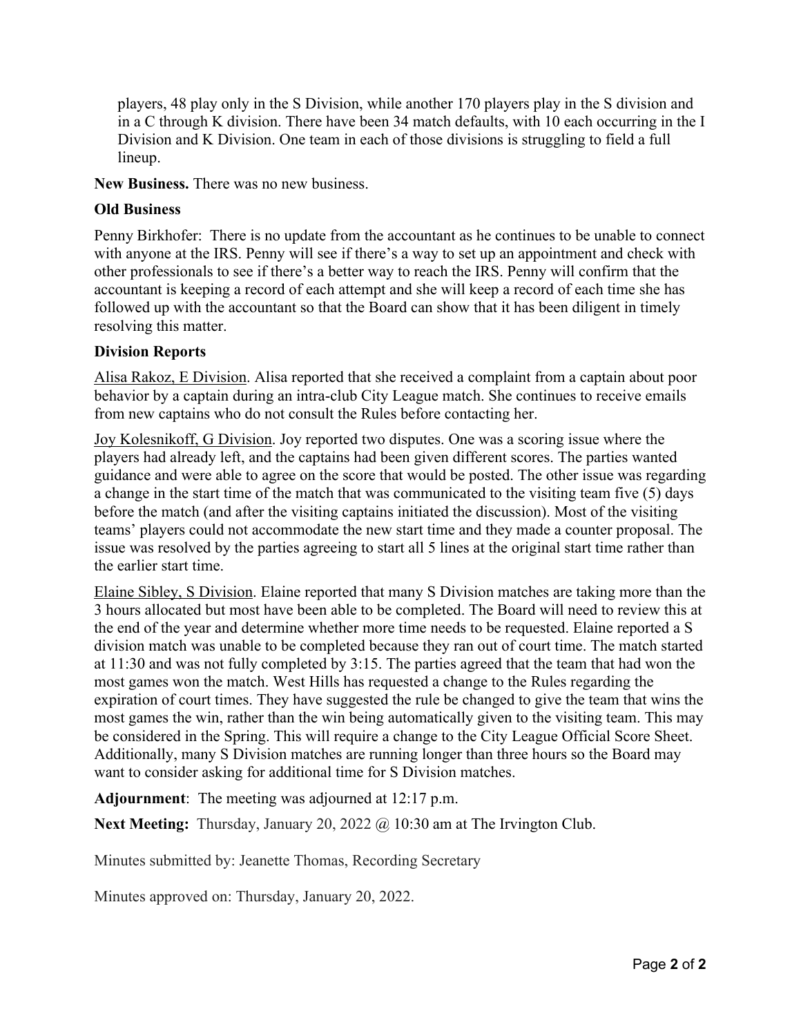players, 48 play only in the S Division, while another 170 players play in the S division and in a C through K division. There have been 34 match defaults, with 10 each occurring in the I Division and K Division. One team in each of those divisions is struggling to field a full lineup.

**New Business.** There was no new business.

**Old Business**

Penny Birkhofer: There is no update from the accountant as he continues to be unable to connect with anyone at the IRS. Penny will see if there's a way to set up an appointment and check with other professionals to see if there's a better way to reach the IRS. Penny will confirm that the accountant is keeping a record of each attempt and she will keep a record of each time she has followed up with the accountant so that the Board can show that it has been diligent in timely resolving this matter.

**Division Reports**

Alisa Rakoz, E Division. Alisa reported that she received a complaint from a captain about poor behavior by a captain during an intra-club City League match. She continues to receive emails from new captains who do not consult the Rules before contacting her.

Joy Kolesnikoff, G Division. Joy reported two disputes. One was a scoring issue where the players had already left, and the captains had been given different scores. The parties wanted guidance and were able to agree on the score that would be posted. The other issue was regarding a change in the start time of the match that was communicated to the visiting team five (5) days before the match (and after the visiting captains initiated the discussion). Most of the visiting teams' players could not accommodate the new start time and they made a counter proposal. The issue was resolved by the parties agreeing to start all 5 lines at the original start time rather than the earlier start time.

Elaine Sibley, S Division. Elaine reported that many S Division matches are taking more than the 3 hours allocated but most have been able to be completed. The Board will need to review this at the end of the year and determine whether more time needs to be requested. Elaine reported a S division match was unable to be completed because they ran out of court time. The match started at 11:30 and was not fully completed by 3:15. The parties agreed that the team that had won the most games won the match. West Hills has requested a change to the Rules regarding the expiration of court times. They have suggested the rule be changed to give the team that wins the most games the win, rather than the win being automatically given to the visiting team. This may be considered in the Spring. This will require a change to the City League Official Score Sheet. Additionally, many S Division matches are running longer than three hours so the Board may want to consider asking for additional time for S Division matches.

**Adjournment**: The meeting was adjourned at 12:17 p.m.

**Next Meeting:** Thursday, January 20, 2022 @ 10:30 am at The Irvington Club.

Minutes submitted by: Jeanette Thomas, Recording Secretary

Minutes approved on: Thursday, January 20, 2022.